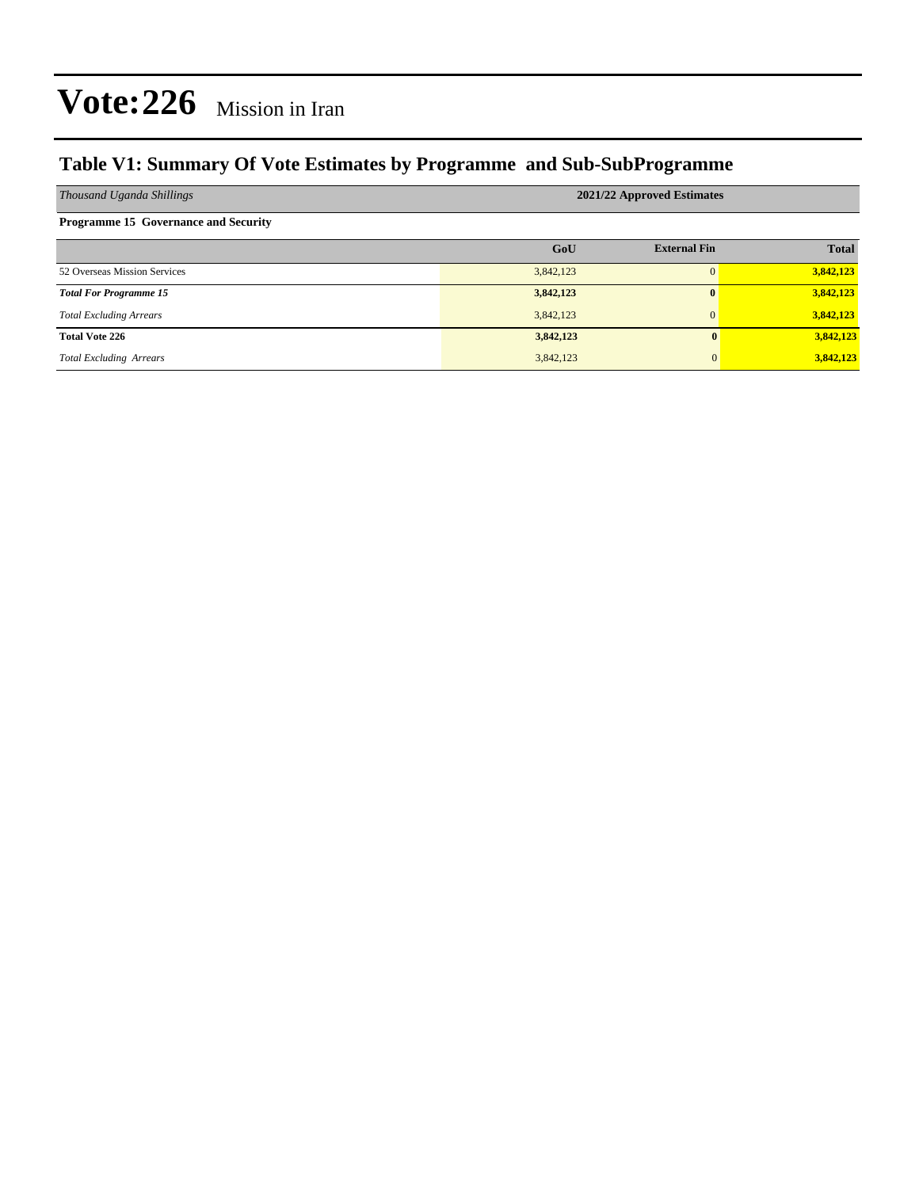# Vote:226 Mission in Iran

## Table V1: Summary Of Vote Estimates by Programme and Sub-SubProgramme

| *Thousand Uganda Shillings* | 2021/22 Approved Estimates | | |
|---|---|---|---|
| **Programme 15 Governance and Security** | | | |
| | **GoU** | **External Fin** | **Total** |
| 52 Overseas Mission Services | 3,842,123 | 0 | 3,842,123 |
| ***Total For Programme 15*** | **3,842,123** | **0** | **3,842,123** |
| *Total Excluding Arrears* | 3,842,123 | 0 | 3,842,123 |
| **Total Vote 226** | **3,842,123** | **0** | **3,842,123** |
| *Total Excluding Arrears* | 3,842,123 | 0 | 3,842,123 |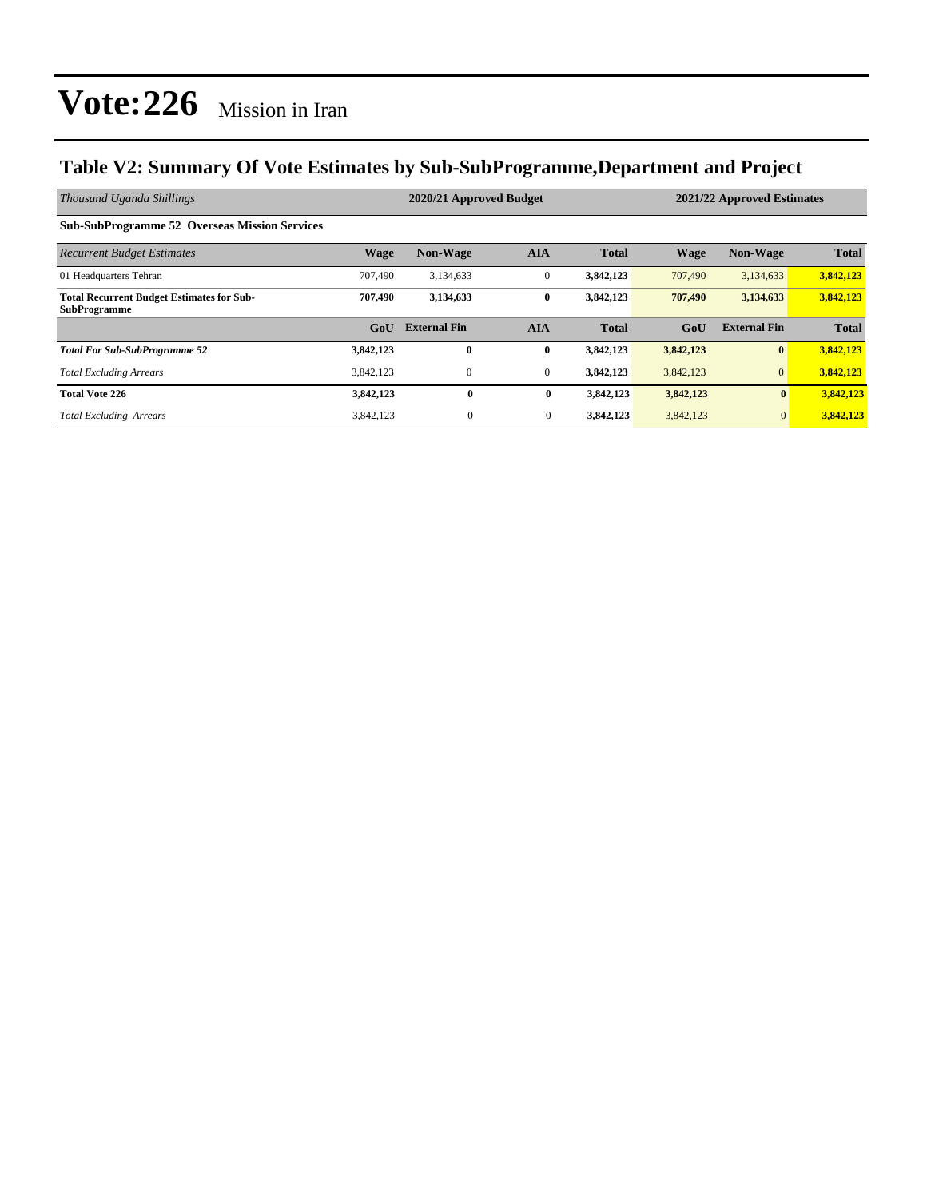# Vote:226 Mission in Iran

## Table V2: Summary Of Vote Estimates by Sub-SubProgramme,Department and Project

| *Thousand Uganda Shillings* | 2020/21 Approved Budget | | | | 2021/22 Approved Estimates | | |
|---|---|---|---|---|---|---|---|
| **Sub-SubProgramme 52 Overseas Mission Services** | | | | | | | |
| *Recurrent Budget Estimates* | **Wage** | **Non-Wage** | **AIA** | **Total** | **Wage** | **Non-Wage** | **Total** |
| 01 Headquarters Tehran | 707,490 | 3,134,633 | 0 | **3,842,123** | 707,490 | 3,134,633 | **3,842,123** |
| **Total Recurrent Budget Estimates for Sub-SubProgramme** | **707,490** | **3,134,633** | **0** | **3,842,123** | **707,490** | **3,134,633** | **3,842,123** |
| | **GoU** | **External Fin** | **AIA** | **Total** | **GoU** | **External Fin** | **Total** |
| ***Total For Sub-SubProgramme 52*** | **3,842,123** | **0** | **0** | **3,842,123** | **3,842,123** | **0** | **3,842,123** |
| *Total Excluding Arrears* | 3,842,123 | 0 | 0 | **3,842,123** | 3,842,123 | 0 | **3,842,123** |
| **Total Vote 226** | **3,842,123** | **0** | **0** | **3,842,123** | **3,842,123** | **0** | **3,842,123** |
| *Total Excluding Arrears* | 3,842,123 | 0 | 0 | **3,842,123** | 3,842,123 | 0 | **3,842,123** |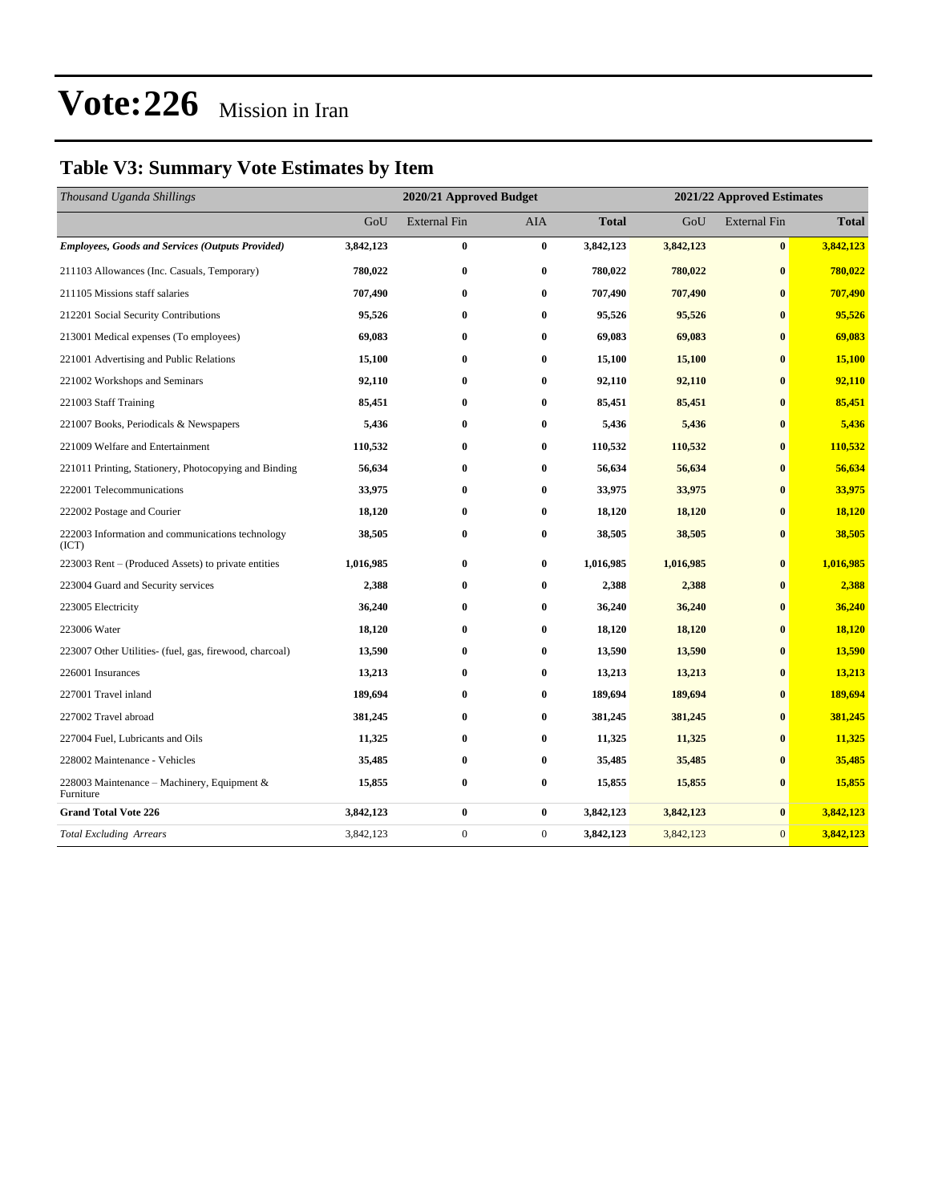# Vote:226 Mission in Iran

## Table V3: Summary Vote Estimates by Item

| *Thousand Uganda Shillings* | 2020/21 Approved Budget | | | | 2021/22 Approved Estimates | | |
|---|---|---|---|---|---|---|---|
| | GoU | External Fin | AIA | **Total** | GoU | External Fin | **Total** |
| ***Employees, Goods and Services (Outputs Provided)*** | **3,842,123** | **0** | **0** | **3,842,123** | **3,842,123** | **0** | **3,842,123** |
| 211103 Allowances (Inc. Casuals, Temporary) | **780,022** | **0** | **0** | **780,022** | **780,022** | **0** | **780,022** |
| 211105 Missions staff salaries | **707,490** | **0** | **0** | **707,490** | **707,490** | **0** | **707,490** |
| 212201 Social Security Contributions | **95,526** | **0** | **0** | **95,526** | **95,526** | **0** | **95,526** |
| 213001 Medical expenses (To employees) | **69,083** | **0** | **0** | **69,083** | **69,083** | **0** | **69,083** |
| 221001 Advertising and Public Relations | **15,100** | **0** | **0** | **15,100** | **15,100** | **0** | **15,100** |
| 221002 Workshops and Seminars | **92,110** | **0** | **0** | **92,110** | **92,110** | **0** | **92,110** |
| 221003 Staff Training | **85,451** | **0** | **0** | **85,451** | **85,451** | **0** | **85,451** |
| 221007 Books, Periodicals & Newspapers | **5,436** | **0** | **0** | **5,436** | **5,436** | **0** | **5,436** |
| 221009 Welfare and Entertainment | **110,532** | **0** | **0** | **110,532** | **110,532** | **0** | **110,532** |
| 221011 Printing, Stationery, Photocopying and Binding | **56,634** | **0** | **0** | **56,634** | **56,634** | **0** | **56,634** |
| 222001 Telecommunications | **33,975** | **0** | **0** | **33,975** | **33,975** | **0** | **33,975** |
| 222002 Postage and Courier | **18,120** | **0** | **0** | **18,120** | **18,120** | **0** | **18,120** |
| 222003 Information and communications technology (ICT) | **38,505** | **0** | **0** | **38,505** | **38,505** | **0** | **38,505** |
| 223003 Rent – (Produced Assets) to private entities | **1,016,985** | **0** | **0** | **1,016,985** | **1,016,985** | **0** | **1,016,985** |
| 223004 Guard and Security services | **2,388** | **0** | **0** | **2,388** | **2,388** | **0** | **2,388** |
| 223005 Electricity | **36,240** | **0** | **0** | **36,240** | **36,240** | **0** | **36,240** |
| 223006 Water | **18,120** | **0** | **0** | **18,120** | **18,120** | **0** | **18,120** |
| 223007 Other Utilities- (fuel, gas, firewood, charcoal) | **13,590** | **0** | **0** | **13,590** | **13,590** | **0** | **13,590** |
| 226001 Insurances | **13,213** | **0** | **0** | **13,213** | **13,213** | **0** | **13,213** |
| 227001 Travel inland | **189,694** | **0** | **0** | **189,694** | **189,694** | **0** | **189,694** |
| 227002 Travel abroad | **381,245** | **0** | **0** | **381,245** | **381,245** | **0** | **381,245** |
| 227004 Fuel, Lubricants and Oils | **11,325** | **0** | **0** | **11,325** | **11,325** | **0** | **11,325** |
| 228002 Maintenance - Vehicles | **35,485** | **0** | **0** | **35,485** | **35,485** | **0** | **35,485** |
| 228003 Maintenance – Machinery, Equipment & Furniture | **15,855** | **0** | **0** | **15,855** | **15,855** | **0** | **15,855** |
| **Grand Total Vote 226** | **3,842,123** | **0** | **0** | **3,842,123** | **3,842,123** | **0** | **3,842,123** |
| *Total Excluding Arrears* | 3,842,123 | 0 | 0 | **3,842,123** | 3,842,123 | 0 | **3,842,123** |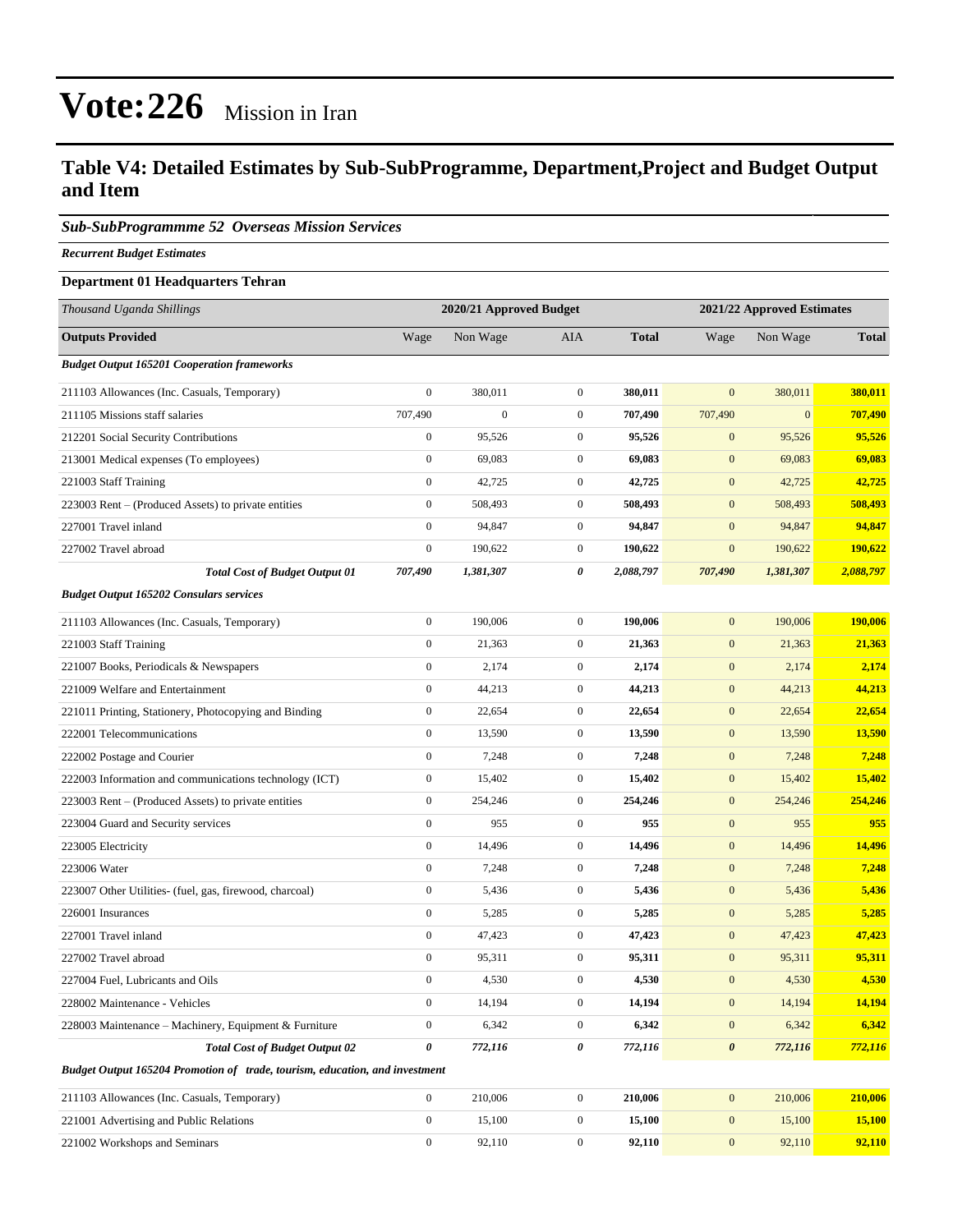# Vote:226 Mission in Iran

## Table V4: Detailed Estimates by Sub-SubProgramme, Department,Project and Budget Output and Item

### *Sub-SubProgrammme 52 Overseas Mission Services*

***Recurrent Budget Estimates***

**Department 01 Headquarters Tehran**

| *Thousand Uganda Shillings* | 2020/21 Approved Budget | | | | 2021/22 Approved Estimates | | |
|---|---|---|---|---|---|---|---|
| **Outputs Provided** | Wage | Non Wage | AIA | **Total** | Wage | Non Wage | **Total** |
| ***Budget Output 165201 Cooperation frameworks*** | | | | | | | |
| 211103 Allowances (Inc. Casuals, Temporary) | 0 | 380,011 | 0 | **380,011** | 0 | 380,011 | **380,011** |
| 211105 Missions staff salaries | 707,490 | 0 | 0 | **707,490** | 707,490 | 0 | **707,490** |
| 212201 Social Security Contributions | 0 | 95,526 | 0 | **95,526** | 0 | 95,526 | **95,526** |
| 213001 Medical expenses (To employees) | 0 | 69,083 | 0 | **69,083** | 0 | 69,083 | **69,083** |
| 221003 Staff Training | 0 | 42,725 | 0 | **42,725** | 0 | 42,725 | **42,725** |
| 223003 Rent – (Produced Assets) to private entities | 0 | 508,493 | 0 | **508,493** | 0 | 508,493 | **508,493** |
| 227001 Travel inland | 0 | 94,847 | 0 | **94,847** | 0 | 94,847 | **94,847** |
| 227002 Travel abroad | 0 | 190,622 | 0 | **190,622** | 0 | 190,622 | **190,622** |
| ***Total Cost of Budget Output 01*** | ***707,490*** | ***1,381,307*** | ***0*** | ***2,088,797*** | ***707,490*** | ***1,381,307*** | ***2,088,797*** |
| ***Budget Output 165202 Consulars services*** | | | | | | | |
| 211103 Allowances (Inc. Casuals, Temporary) | 0 | 190,006 | 0 | **190,006** | 0 | 190,006 | **190,006** |
| 221003 Staff Training | 0 | 21,363 | 0 | **21,363** | 0 | 21,363 | **21,363** |
| 221007 Books, Periodicals & Newspapers | 0 | 2,174 | 0 | **2,174** | 0 | 2,174 | **2,174** |
| 221009 Welfare and Entertainment | 0 | 44,213 | 0 | **44,213** | 0 | 44,213 | **44,213** |
| 221011 Printing, Stationery, Photocopying and Binding | 0 | 22,654 | 0 | **22,654** | 0 | 22,654 | **22,654** |
| 222001 Telecommunications | 0 | 13,590 | 0 | **13,590** | 0 | 13,590 | **13,590** |
| 222002 Postage and Courier | 0 | 7,248 | 0 | **7,248** | 0 | 7,248 | **7,248** |
| 222003 Information and communications technology (ICT) | 0 | 15,402 | 0 | **15,402** | 0 | 15,402 | **15,402** |
| 223003 Rent – (Produced Assets) to private entities | 0 | 254,246 | 0 | **254,246** | 0 | 254,246 | **254,246** |
| 223004 Guard and Security services | 0 | 955 | 0 | **955** | 0 | 955 | **955** |
| 223005 Electricity | 0 | 14,496 | 0 | **14,496** | 0 | 14,496 | **14,496** |
| 223006 Water | 0 | 7,248 | 0 | **7,248** | 0 | 7,248 | **7,248** |
| 223007 Other Utilities- (fuel, gas, firewood, charcoal) | 0 | 5,436 | 0 | **5,436** | 0 | 5,436 | **5,436** |
| 226001 Insurances | 0 | 5,285 | 0 | **5,285** | 0 | 5,285 | **5,285** |
| 227001 Travel inland | 0 | 47,423 | 0 | **47,423** | 0 | 47,423 | **47,423** |
| 227002 Travel abroad | 0 | 95,311 | 0 | **95,311** | 0 | 95,311 | **95,311** |
| 227004 Fuel, Lubricants and Oils | 0 | 4,530 | 0 | **4,530** | 0 | 4,530 | **4,530** |
| 228002 Maintenance - Vehicles | 0 | 14,194 | 0 | **14,194** | 0 | 14,194 | **14,194** |
| 228003 Maintenance – Machinery, Equipment & Furniture | 0 | 6,342 | 0 | **6,342** | 0 | 6,342 | **6,342** |
| ***Total Cost of Budget Output 02*** | ***0*** | ***772,116*** | ***0*** | ***772,116*** | ***0*** | ***772,116*** | ***772,116*** |
| ***Budget Output 165204 Promotion of trade, tourism, education, and investment*** | | | | | | | |
| 211103 Allowances (Inc. Casuals, Temporary) | 0 | 210,006 | 0 | **210,006** | 0 | 210,006 | **210,006** |
| 221001 Advertising and Public Relations | 0 | 15,100 | 0 | **15,100** | 0 | 15,100 | **15,100** |
| 221002 Workshops and Seminars | 0 | 92,110 | 0 | **92,110** | 0 | 92,110 | **92,110** |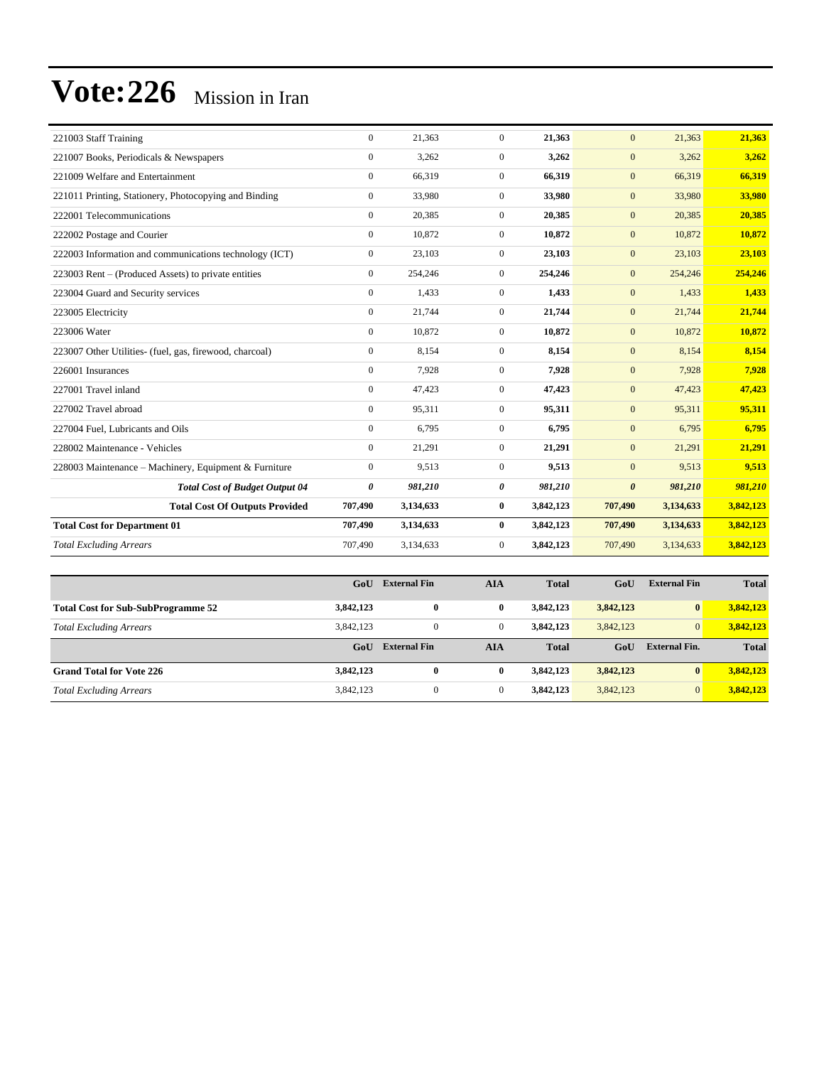# Vote:226 Mission in Iran

| | | | | | | | |
|---|---|---|---|---|---|---|---|
| 221003 Staff Training | 0 | 21,363 | 0 | **21,363** | 0 | 21,363 | **21,363** |
| 221007 Books, Periodicals & Newspapers | 0 | 3,262 | 0 | **3,262** | 0 | 3,262 | **3,262** |
| 221009 Welfare and Entertainment | 0 | 66,319 | 0 | **66,319** | 0 | 66,319 | **66,319** |
| 221011 Printing, Stationery, Photocopying and Binding | 0 | 33,980 | 0 | **33,980** | 0 | 33,980 | **33,980** |
| 222001 Telecommunications | 0 | 20,385 | 0 | **20,385** | 0 | 20,385 | **20,385** |
| 222002 Postage and Courier | 0 | 10,872 | 0 | **10,872** | 0 | 10,872 | **10,872** |
| 222003 Information and communications technology (ICT) | 0 | 23,103 | 0 | **23,103** | 0 | 23,103 | **23,103** |
| 223003 Rent – (Produced Assets) to private entities | 0 | 254,246 | 0 | **254,246** | 0 | 254,246 | **254,246** |
| 223004 Guard and Security services | 0 | 1,433 | 0 | **1,433** | 0 | 1,433 | **1,433** |
| 223005 Electricity | 0 | 21,744 | 0 | **21,744** | 0 | 21,744 | **21,744** |
| 223006 Water | 0 | 10,872 | 0 | **10,872** | 0 | 10,872 | **10,872** |
| 223007 Other Utilities- (fuel, gas, firewood, charcoal) | 0 | 8,154 | 0 | **8,154** | 0 | 8,154 | **8,154** |
| 226001 Insurances | 0 | 7,928 | 0 | **7,928** | 0 | 7,928 | **7,928** |
| 227001 Travel inland | 0 | 47,423 | 0 | **47,423** | 0 | 47,423 | **47,423** |
| 227002 Travel abroad | 0 | 95,311 | 0 | **95,311** | 0 | 95,311 | **95,311** |
| 227004 Fuel, Lubricants and Oils | 0 | 6,795 | 0 | **6,795** | 0 | 6,795 | **6,795** |
| 228002 Maintenance - Vehicles | 0 | 21,291 | 0 | **21,291** | 0 | 21,291 | **21,291** |
| 228003 Maintenance – Machinery, Equipment & Furniture | 0 | 9,513 | 0 | **9,513** | 0 | 9,513 | **9,513** |
| ***Total Cost of Budget Output 04*** | ***0*** | ***981,210*** | ***0*** | ***981,210*** | ***0*** | ***981,210*** | ***981,210*** |
| **Total Cost Of Outputs Provided** | **707,490** | **3,134,633** | **0** | **3,842,123** | **707,490** | **3,134,633** | **3,842,123** |
| **Total Cost for Department 01** | **707,490** | **3,134,633** | **0** | **3,842,123** | **707,490** | **3,134,633** | **3,842,123** |
| *Total Excluding Arrears* | 707,490 | 3,134,633 | 0 | **3,842,123** | 707,490 | 3,134,633 | **3,842,123** |

| | GoU | External Fin | AIA | Total | GoU | External Fin | Total |
|---|---|---|---|---|---|---|---|
| **Total Cost for Sub-SubProgramme 52** | **3,842,123** | **0** | **0** | **3,842,123** | **3,842,123** | **0** | **3,842,123** |
| *Total Excluding Arrears* | 3,842,123 | 0 | 0 | **3,842,123** | 3,842,123 | 0 | **3,842,123** |
| | **GoU** | **External Fin** | **AIA** | **Total** | **GoU** | **External Fin.** | **Total** |
| **Grand Total for Vote 226** | **3,842,123** | **0** | **0** | **3,842,123** | **3,842,123** | **0** | **3,842,123** |
| *Total Excluding Arrears* | 3,842,123 | 0 | 0 | **3,842,123** | 3,842,123 | 0 | **3,842,123** |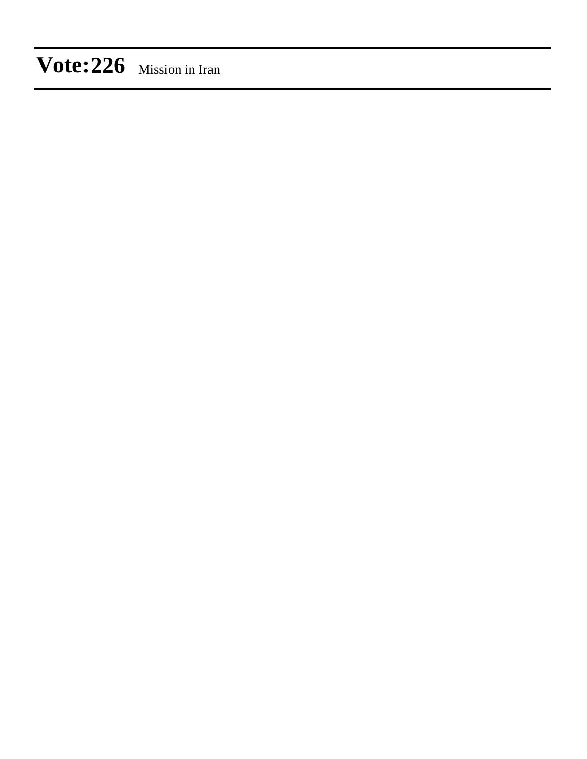# Vote:226 Mission in Iran